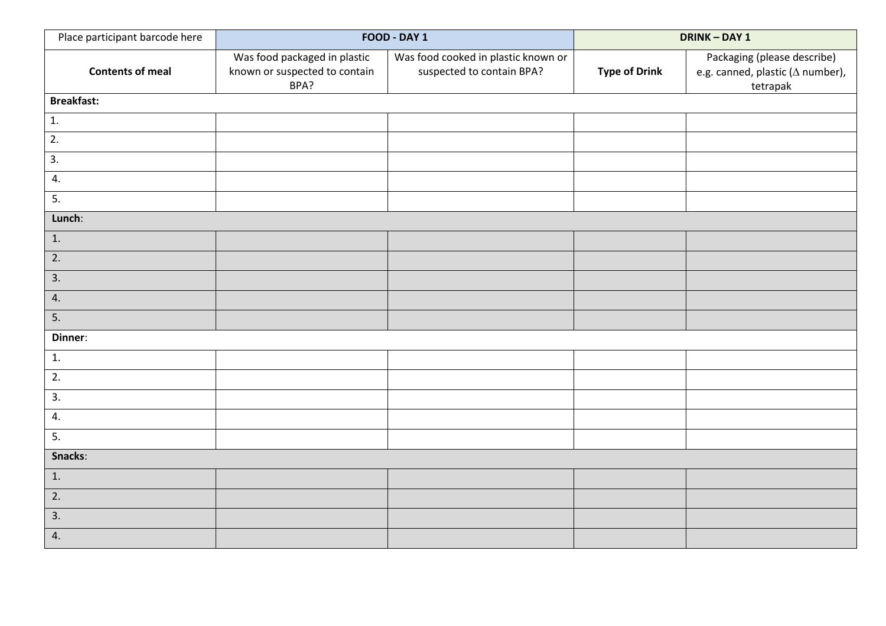| Place participant barcode here | FOOD - DAY 1 | | DRINK – DAY 1 | |
|---|---|---|---|---|
| **Contents of meal** | Was food packaged in plastic known or suspected to contain BPA? | Was food cooked in plastic known or suspected to contain BPA? | **Type of Drink** | Packaging (please describe) e.g. canned, plastic (∆ number), tetrapak |
| **Breakfast:** | | | | |
| 1. | | | | |
| 2. | | | | |
| 3. | | | | |
| 4. | | | | |
| 5. | | | | |
| **Lunch**: | | | | |
| 1. | | | | |
| 2. | | | | |
| 3. | | | | |
| 4. | | | | |
| 5. | | | | |
| **Dinner**: | | | | |
| 1. | | | | |
| 2. | | | | |
| 3. | | | | |
| 4. | | | | |
| 5. | | | | |
| **Snacks**: | | | | |
| 1. | | | | |
| 2. | | | | |
| 3. | | | | |
| 4. | | | | |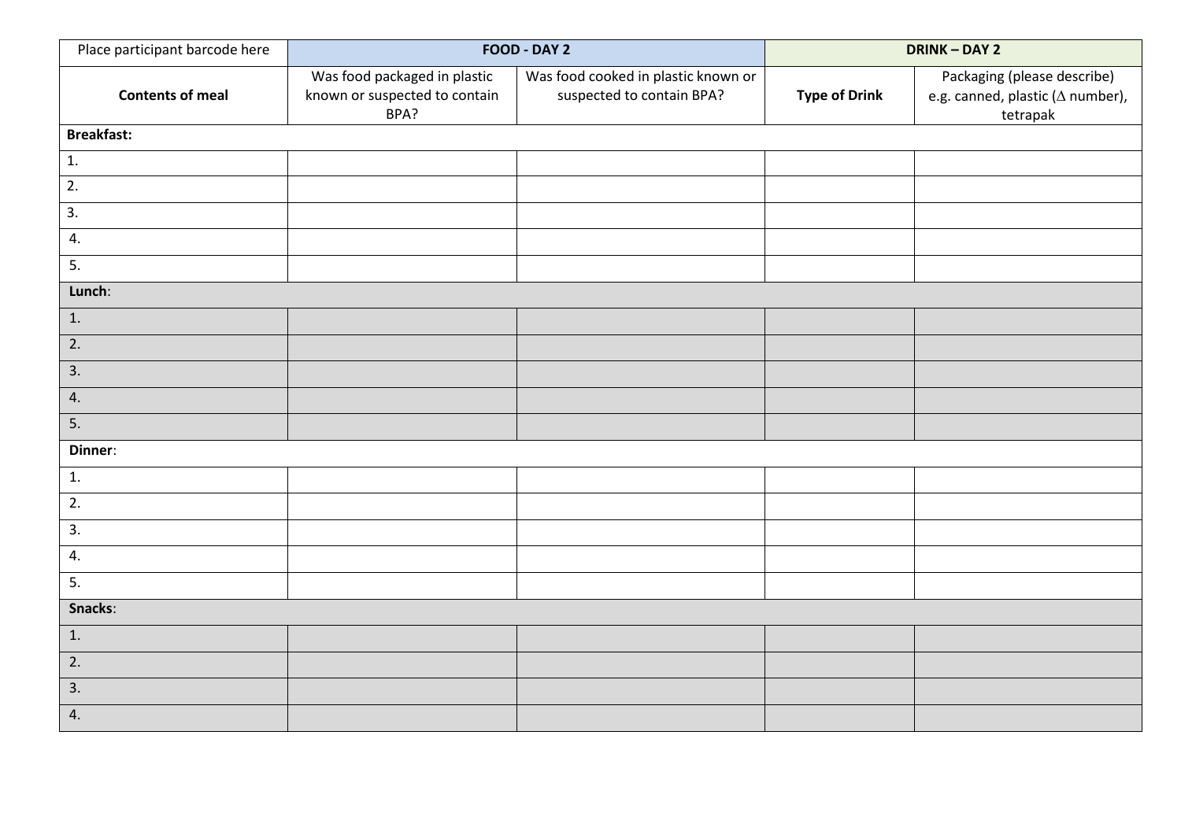| Place participant barcode here | FOOD - DAY 2 | | DRINK – DAY 2 | |
|---|---|---|---|---|
| **Contents of meal** | Was food packaged in plastic known or suspected to contain BPA? | Was food cooked in plastic known or suspected to contain BPA? | **Type of Drink** | Packaging (please describe) e.g. canned, plastic ($\Delta$ number), tetrapak |
| **Breakfast:** | | | | |
| 1. | | | | |
| 2. | | | | |
| 3. | | | | |
| 4. | | | | |
| 5. | | | | |
| **Lunch**: | | | | |
| 1. | | | | |
| 2. | | | | |
| 3. | | | | |
| 4. | | | | |
| 5. | | | | |
| **Dinner**: | | | | |
| 1. | | | | |
| 2. | | | | |
| 3. | | | | |
| 4. | | | | |
| 5. | | | | |
| **Snacks**: | | | | |
| 1. | | | | |
| 2. | | | | |
| 3. | | | | |
| 4. | | | | |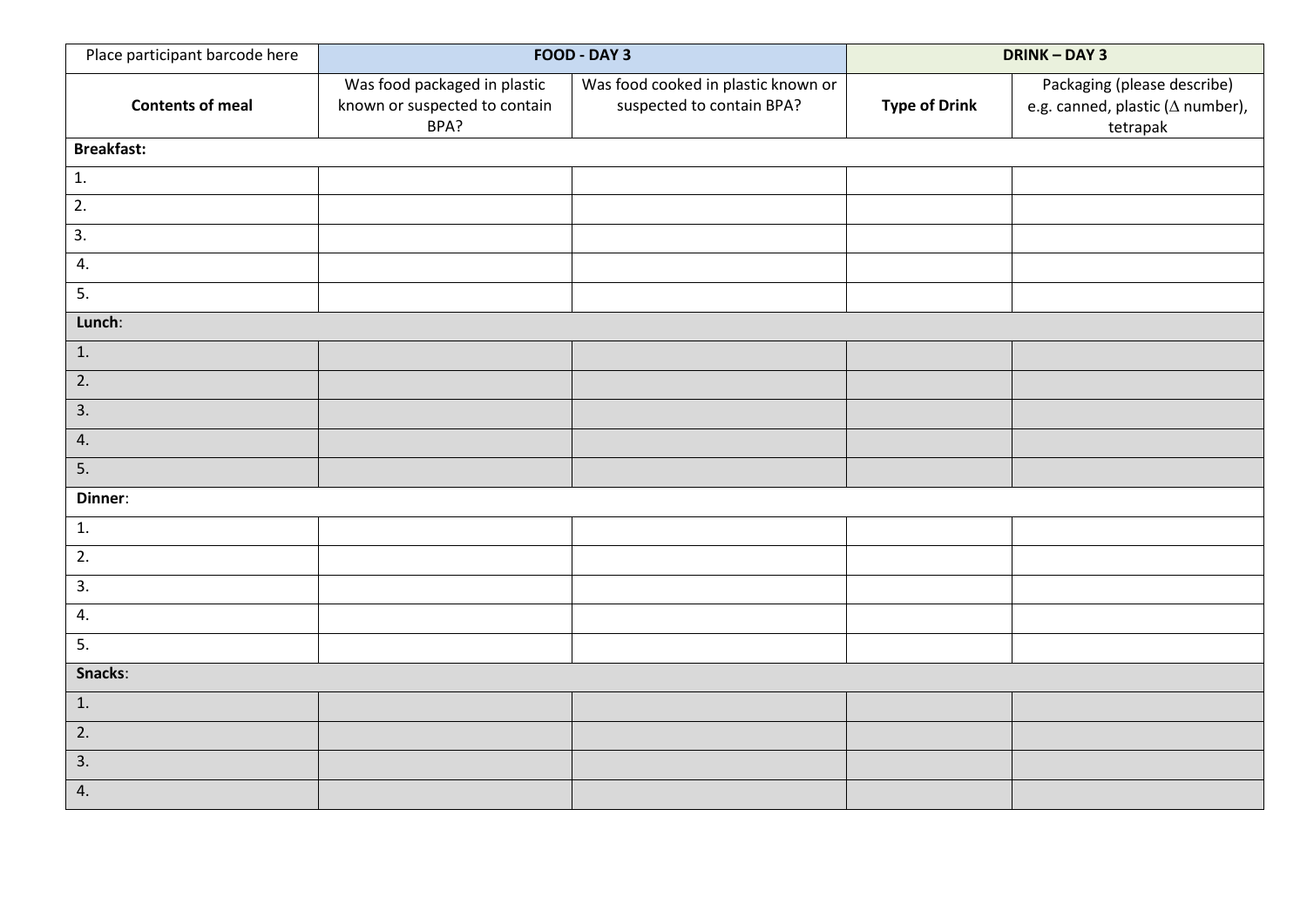| Place participant barcode here | FOOD - DAY 3 | | DRINK – DAY 3 | |
|---|---|---|---|---|
| **Contents of meal** | Was food packaged in plastic known or suspected to contain BPA? | Was food cooked in plastic known or suspected to contain BPA? | **Type of Drink** | Packaging (please describe) e.g. canned, plastic ($\Delta$ number), tetrapak |
| **Breakfast:** | | | | |
| 1. | | | | |
| 2. | | | | |
| 3. | | | | |
| 4. | | | | |
| 5. | | | | |
| **Lunch**: | | | | |
| 1. | | | | |
| 2. | | | | |
| 3. | | | | |
| 4. | | | | |
| 5. | | | | |
| **Dinner**: | | | | |
| 1. | | | | |
| 2. | | | | |
| 3. | | | | |
| 4. | | | | |
| 5. | | | | |
| **Snacks**: | | | | |
| 1. | | | | |
| 2. | | | | |
| 3. | | | | |
| 4. | | | | |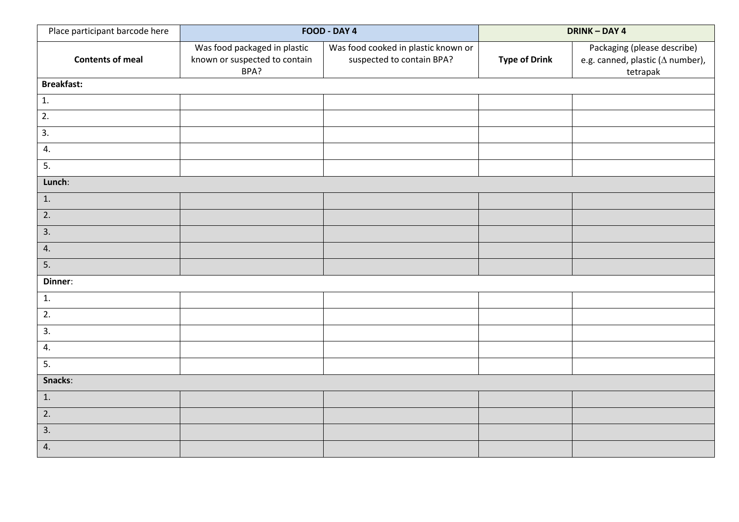| Place participant barcode here | FOOD - DAY 4 | | DRINK – DAY 4 | |
|---|---|---|---|---|
| **Contents of meal** | Was food packaged in plastic known or suspected to contain BPA? | Was food cooked in plastic known or suspected to contain BPA? | **Type of Drink** | Packaging (please describe) e.g. canned, plastic ($\Delta$ number), tetrapak |
| **Breakfast:** | | | | |
| 1. | | | | |
| 2. | | | | |
| 3. | | | | |
| 4. | | | | |
| 5. | | | | |
| **Lunch**: | | | | |
| 1. | | | | |
| 2. | | | | |
| 3. | | | | |
| 4. | | | | |
| 5. | | | | |
| **Dinner**: | | | | |
| 1. | | | | |
| 2. | | | | |
| 3. | | | | |
| 4. | | | | |
| 5. | | | | |
| **Snacks**: | | | | |
| 1. | | | | |
| 2. | | | | |
| 3. | | | | |
| 4. | | | | |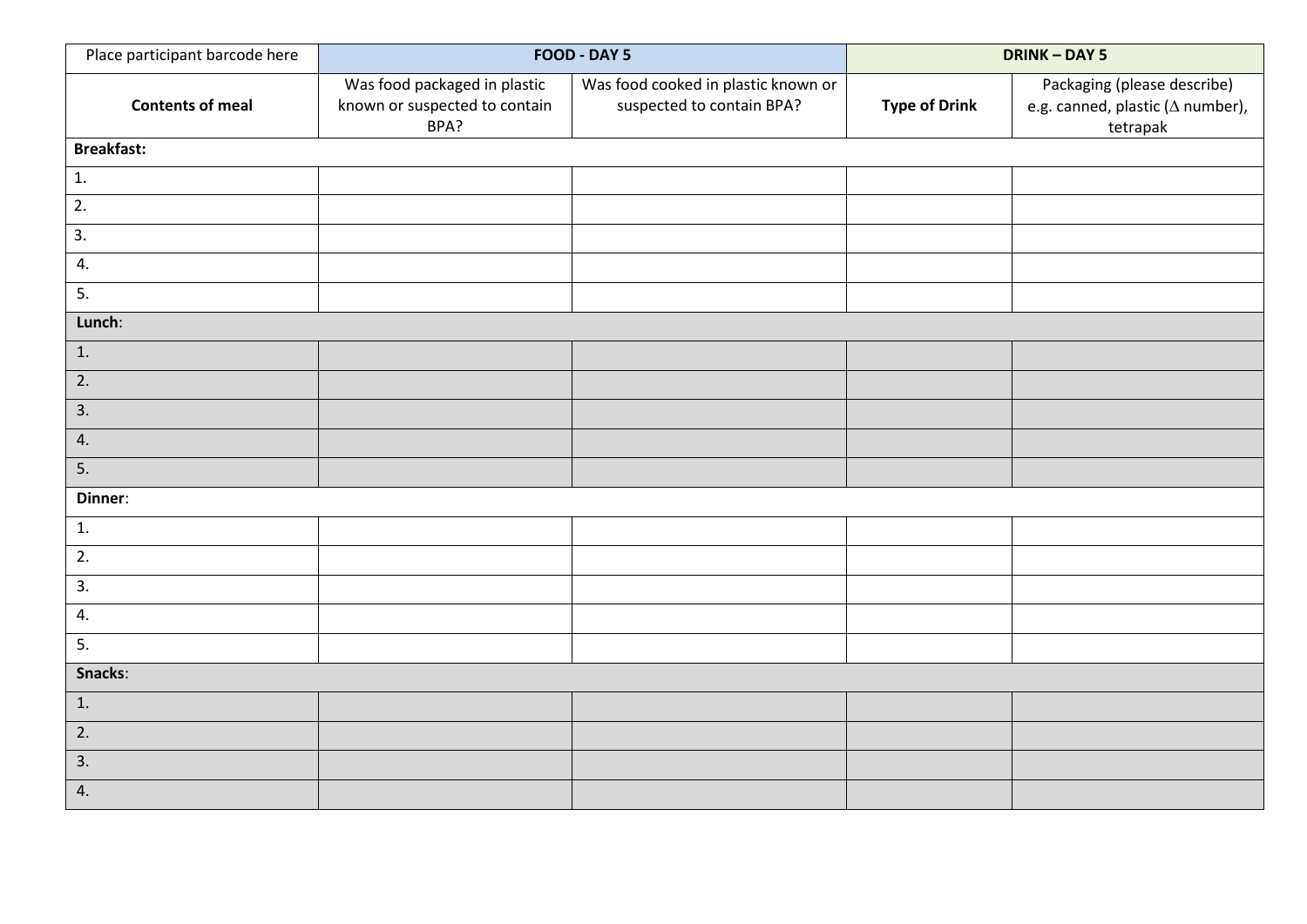| Place participant barcode here | FOOD - DAY 5 | | DRINK – DAY 5 | |
|---|---|---|---|---|
| **Contents of meal** | Was food packaged in plastic known or suspected to contain BPA? | Was food cooked in plastic known or suspected to contain BPA? | **Type of Drink** | Packaging (please describe) e.g. canned, plastic (∆ number), tetrapak |
| **Breakfast:** | | | | |
| 1. | | | | |
| 2. | | | | |
| 3. | | | | |
| 4. | | | | |
| 5. | | | | |
| **Lunch**: | | | | |
| 1. | | | | |
| 2. | | | | |
| 3. | | | | |
| 4. | | | | |
| 5. | | | | |
| **Dinner**: | | | | |
| 1. | | | | |
| 2. | | | | |
| 3. | | | | |
| 4. | | | | |
| 5. | | | | |
| **Snacks**: | | | | |
| 1. | | | | |
| 2. | | | | |
| 3. | | | | |
| 4. | | | | |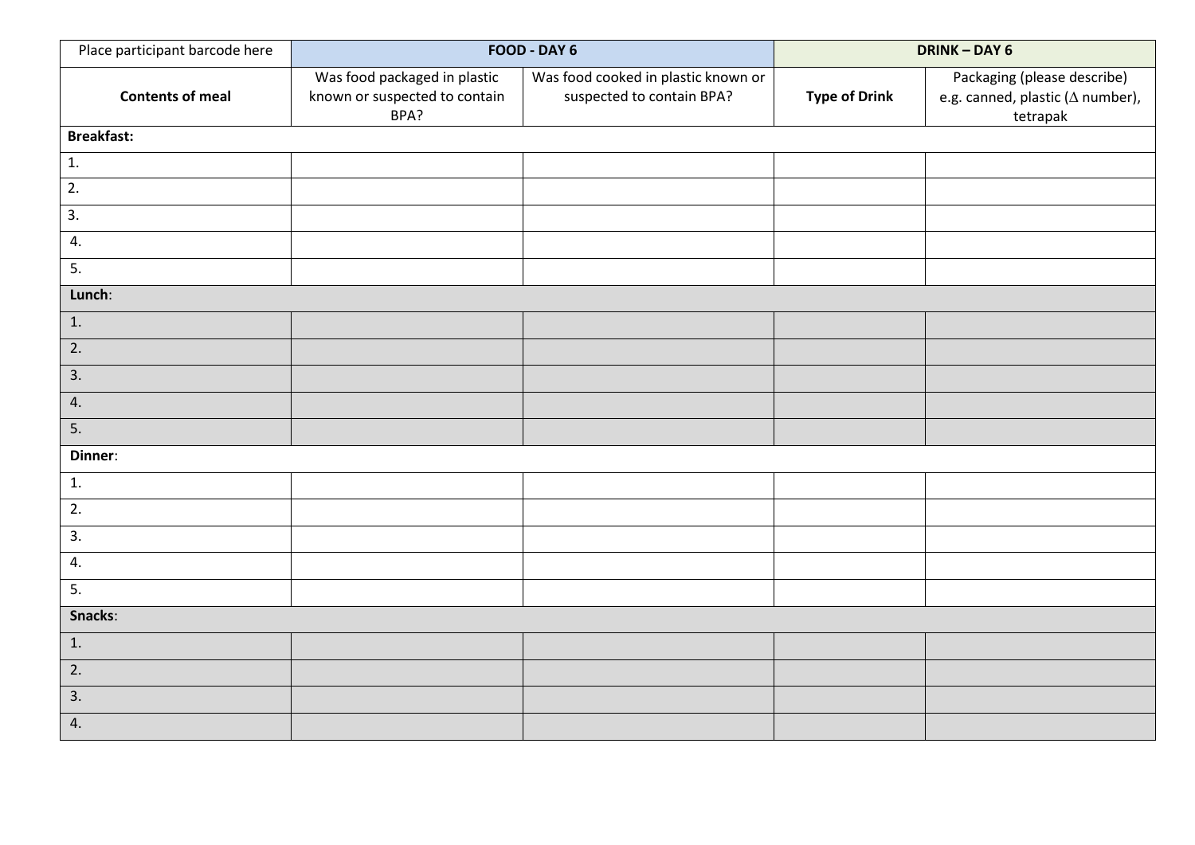| Place participant barcode here | FOOD - DAY 6 | | DRINK – DAY 6 | |
|---|---|---|---|---|
| **Contents of meal** | Was food packaged in plastic known or suspected to contain BPA? | Was food cooked in plastic known or suspected to contain BPA? | **Type of Drink** | Packaging (please describe) e.g. canned, plastic ($\Delta$ number), tetrapak |
| **Breakfast:** | | | | |
| 1. | | | | |
| 2. | | | | |
| 3. | | | | |
| 4. | | | | |
| 5. | | | | |
| **Lunch**: | | | | |
| 1. | | | | |
| 2. | | | | |
| 3. | | | | |
| 4. | | | | |
| 5. | | | | |
| **Dinner**: | | | | |
| 1. | | | | |
| 2. | | | | |
| 3. | | | | |
| 4. | | | | |
| 5. | | | | |
| **Snacks**: | | | | |
| 1. | | | | |
| 2. | | | | |
| 3. | | | | |
| 4. | | | | |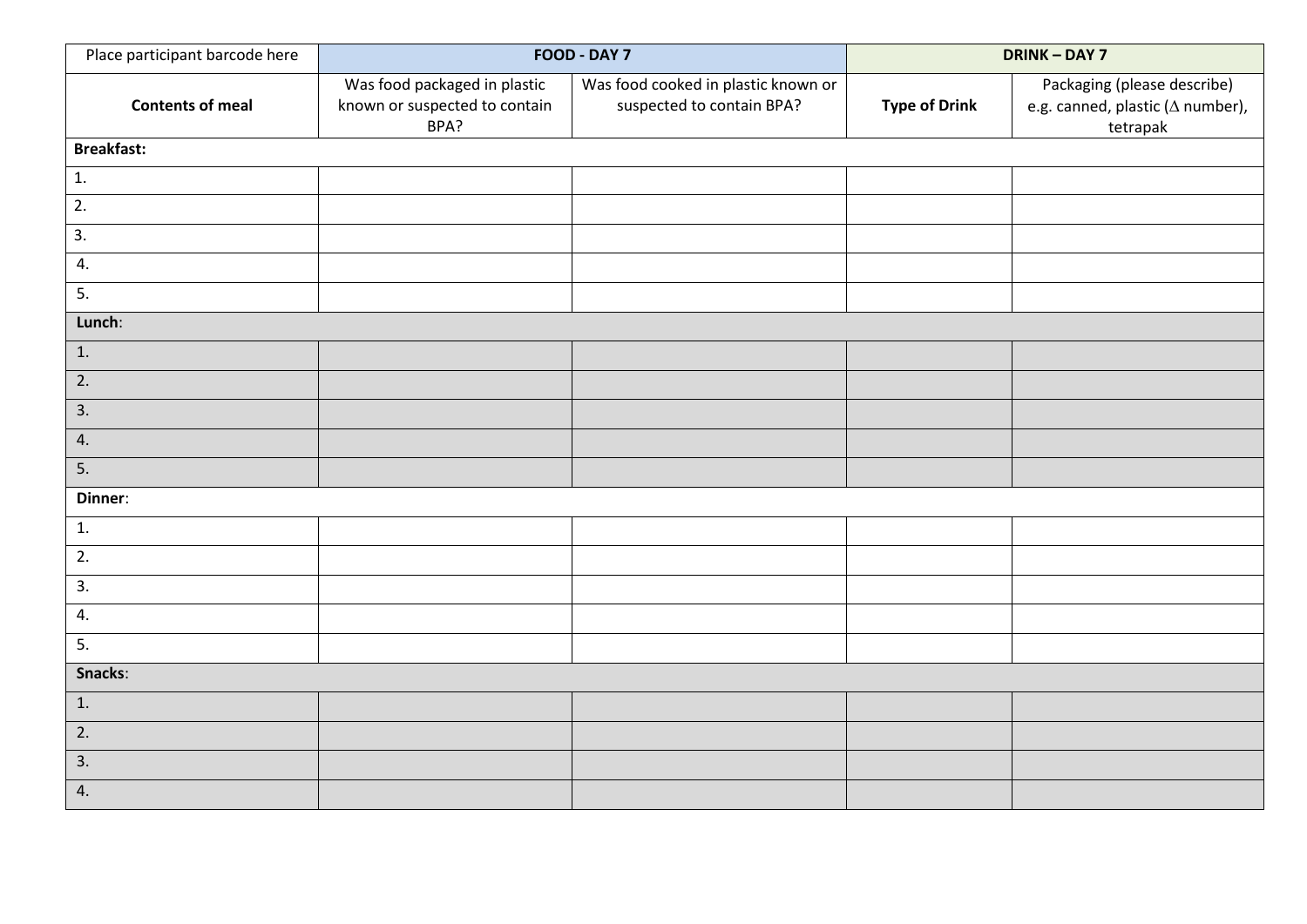| Place participant barcode here | FOOD - DAY 7 | | DRINK – DAY 7 | |
|---|---|---|---|---|
| **Contents of meal** | Was food packaged in plastic known or suspected to contain BPA? | Was food cooked in plastic known or suspected to contain BPA? | **Type of Drink** | Packaging (please describe) e.g. canned, plastic (Δ number), tetrapak |
| **Breakfast:** | | | | |
| 1. | | | | |
| 2. | | | | |
| 3. | | | | |
| 4. | | | | |
| 5. | | | | |
| **Lunch**: | | | | |
| 1. | | | | |
| 2. | | | | |
| 3. | | | | |
| 4. | | | | |
| 5. | | | | |
| **Dinner**: | | | | |
| 1. | | | | |
| 2. | | | | |
| 3. | | | | |
| 4. | | | | |
| 5. | | | | |
| **Snacks**: | | | | |
| 1. | | | | |
| 2. | | | | |
| 3. | | | | |
| 4. | | | | |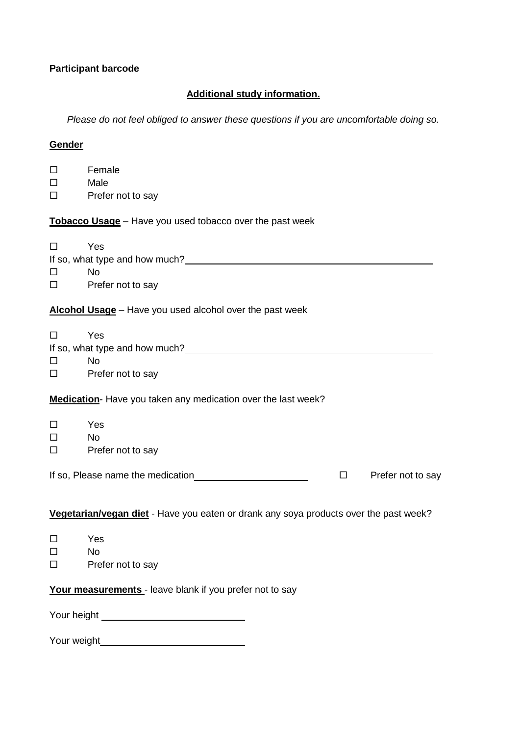**Participant barcode**

**Additional study information.**

*Please do not feel obliged to answer these questions if you are uncomfortable doing so.*

**Gender**

☐ Female
☐ Male
☐ Prefer not to say

**Tobacco Usage** – Have you used tobacco over the past week

☐ Yes
If so, what type and how much? ______________________________________________
☐ No
☐ Prefer not to say

**Alcohol Usage** – Have you used alcohol over the past week

☐ Yes
If so, what type and how much? ______________________________________________
☐ No
☐ Prefer not to say

**Medication**- Have you taken any medication over the last week?

☐ Yes
☐ No
☐ Prefer not to say

If so, Please name the medication ______________________ ☐ Prefer not to say

**Vegetarian/vegan diet** - Have you eaten or drank any soya products over the past week?

☐ Yes
☐ No
☐ Prefer not to say

**Your measurements** - leave blank if you prefer not to say

Your height ___________________________

Your weight ___________________________